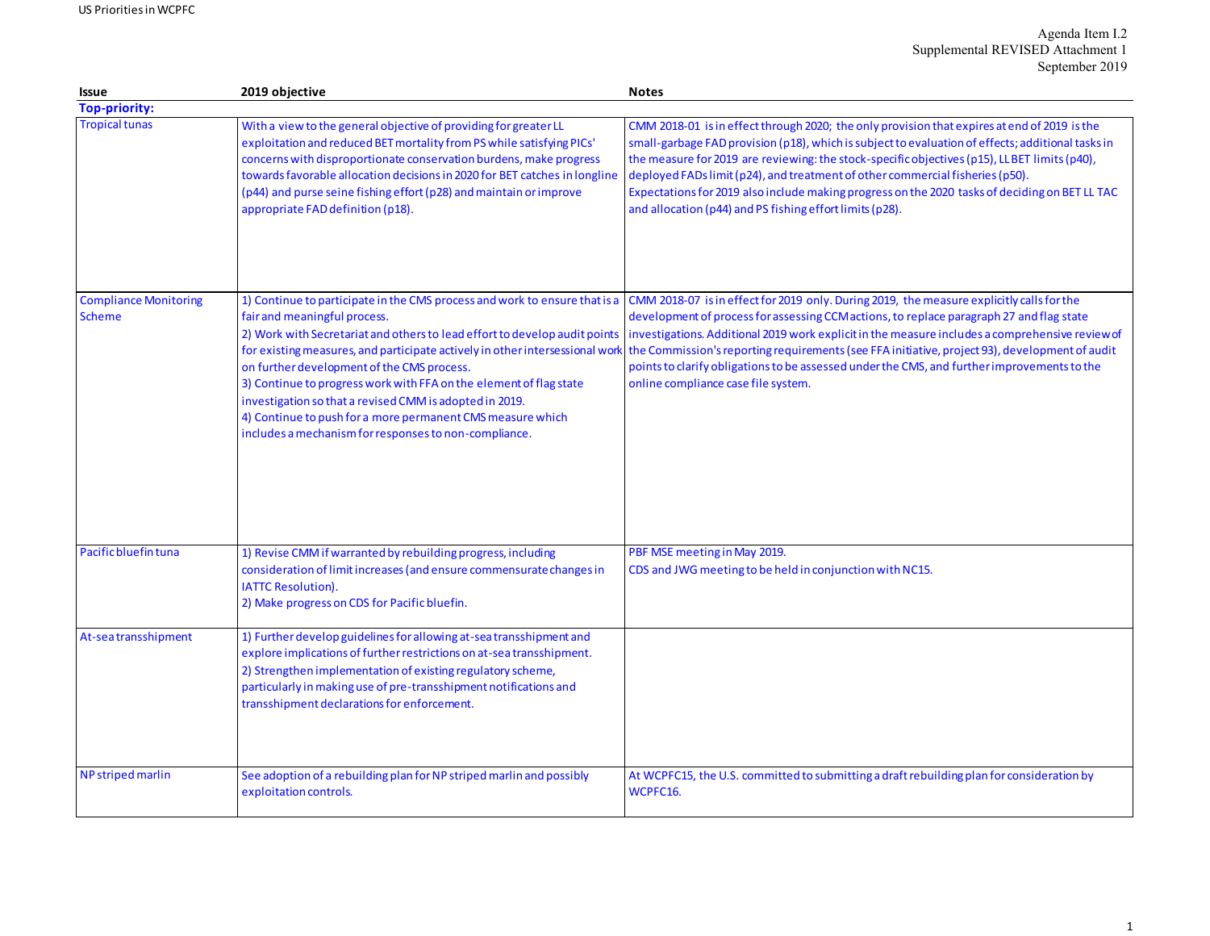Agenda Item I.2
Supplemental REVISED Attachment 1
September 2019

| Issue | 2019 objective | Notes |
|---|---|---|
| **Top-priority:** | | |
| Tropical tunas | With a view to the general objective of providing for greater LL exploitation and reduced BET mortality from PS while satisfying PICs' concerns with disproportionate conservation burdens, make progress towards favorable allocation decisions in 2020 for BET catches in longline (p44) and purse seine fishing effort (p28) and maintain or improve appropriate FAD definition (p18). | CMM 2018-01 is in effect through 2020; the only provision that expires at end of 2019 is the small-garbage FAD provision (p18), which is subject to evaluation of effects; additional tasks in the measure for 2019 are reviewing: the stock-specific objectives (p15), LL BET limits (p40), deployed FADs limit (p24), and treatment of other commercial fisheries (p50). Expectations for 2019 also include making progress on the 2020 tasks of deciding on BET LL TAC and allocation (p44) and PS fishing effort limits (p28). |
| Compliance Monitoring Scheme | 1) Continue to participate in the CMS process and work to ensure that is a fair and meaningful process.<br>2) Work with Secretariat and others to lead effort to develop audit points for existing measures, and participate actively in other intersessional work on further development of the CMS process.<br>3) Continue to progress work with FFA on the element of flag state investigation so that a revised CMM is adopted in 2019.<br>4) Continue to push for a more permanent CMS measure which includes a mechanism for responses to non-compliance. | CMM 2018-07 is in effect for 2019 only. During 2019, the measure explicitly calls for the development of process for assessing CCM actions, to replace paragraph 27 and flag state investigations. Additional 2019 work explicit in the measure includes a comprehensive review of the Commission's reporting requirements (see FFA initiative, project 93), development of audit points to clarify obligations to be assessed under the CMS, and further improvements to the online compliance case file system. |
| Pacific bluefin tuna | 1) Revise CMM if warranted by rebuilding progress, including consideration of limit increases (and ensure commensurate changes in IATTC Resolution).<br>2) Make progress on CDS for Pacific bluefin. | PBF MSE meeting in May 2019.<br>CDS and JWG meeting to be held in conjunction with NC15. |
| At-sea transshipment | 1) Further develop guidelines for allowing at-sea transshipment and explore implications of further restrictions on at-sea transshipment.<br>2) Strengthen implementation of existing regulatory scheme, particularly in making use of pre-transshipment notifications and transshipment declarations for enforcement. | |
| NP striped marlin | See adoption of a rebuilding plan for NP striped marlin and possibly exploitation controls. | At WCPFC15, the U.S. committed to submitting a draft rebuilding plan for consideration by WCPFC16. |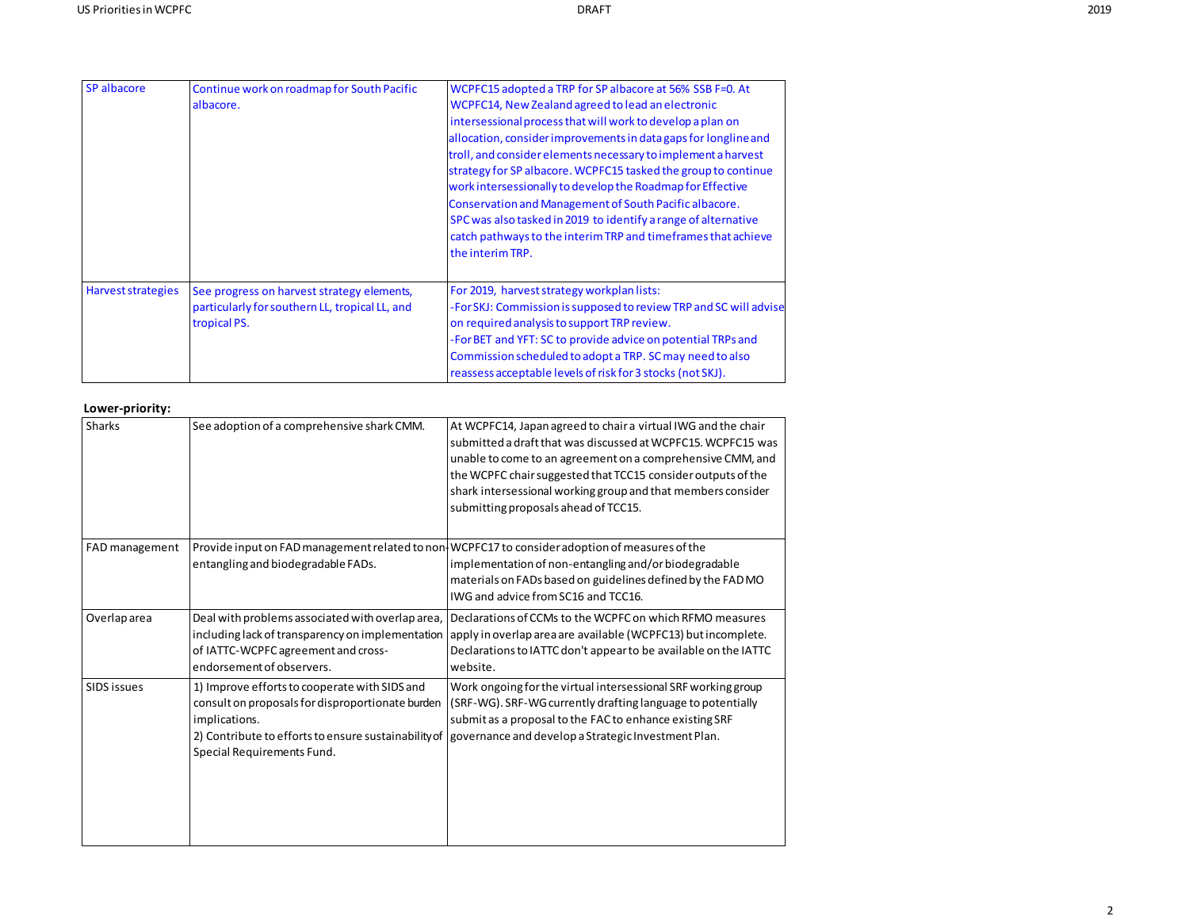| SP albacore | Continue work on roadmap for South Pacific albacore. | WCPFC15 adopted a TRP for SP albacore at 56% SSB F=0. At WCPFC14, New Zealand agreed to lead an electronic intersessional process that will work to develop a plan on allocation, consider improvements in data gaps for longline and troll, and consider elements necessary to implement a harvest strategy for SP albacore. WCPFC15 tasked the group to continue work intersessionally to develop the Roadmap for Effective Conservation and Management of South Pacific albacore. SPC was also tasked in 2019 to identify a range of alternative catch pathways to the interim TRP and timeframes that achieve the interim TRP. |
|---|---|---|
| Harvest strategies | See progress on harvest strategy elements, particularly for southern LL, tropical LL, and tropical PS. | For 2019, harvest strategy workplan lists:<br>-For SKJ: Commission is supposed to review TRP and SC will advise on required analysis to support TRP review.<br>-For BET and YFT: SC to provide advice on potential TRPs and Commission scheduled to adopt a TRP. SC may need to also reassess acceptable levels of risk for 3 stocks (not SKJ). |

**Lower-priority:**

| Sharks | See adoption of a comprehensive shark CMM. | At WCPFC14, Japan agreed to chair a virtual IWG and the chair submitted a draft that was discussed at WCPFC15. WCPFC15 was unable to come to an agreement on a comprehensive CMM, and the WCPFC chair suggested that TCC15 consider outputs of the shark intersessional working group and that members consider submitting proposals ahead of TCC15. |
|---|---|---|
| FAD management | Provide input on FAD management related to non-entangling and biodegradable FADs. | WCPFC17 to consider adoption of measures of the implementation of non-entangling and/or biodegradable materials on FADs based on guidelines defined by the FAD MO IWG and advice from SC16 and TCC16. |
| Overlap area | Deal with problems associated with overlap area, including lack of transparency on implementation of IATTC-WCPFC agreement and cross-endorsement of observers. | Declarations of CCMs to the WCPFC on which RFMO measures apply in overlap area are available (WCPFC13) but incomplete. Declarations to IATTC don't appear to be available on the IATTC website. |
| SIDS issues | 1) Improve efforts to cooperate with SIDS and consult on proposals for disproportionate burden implications.<br>2) Contribute to efforts to ensure sustainability of Special Requirements Fund. | Work ongoing for the virtual intersessional SRF working group (SRF-WG). SRF-WG currently drafting language to potentially submit as a proposal to the FAC to enhance existing SRF governance and develop a Strategic Investment Plan. |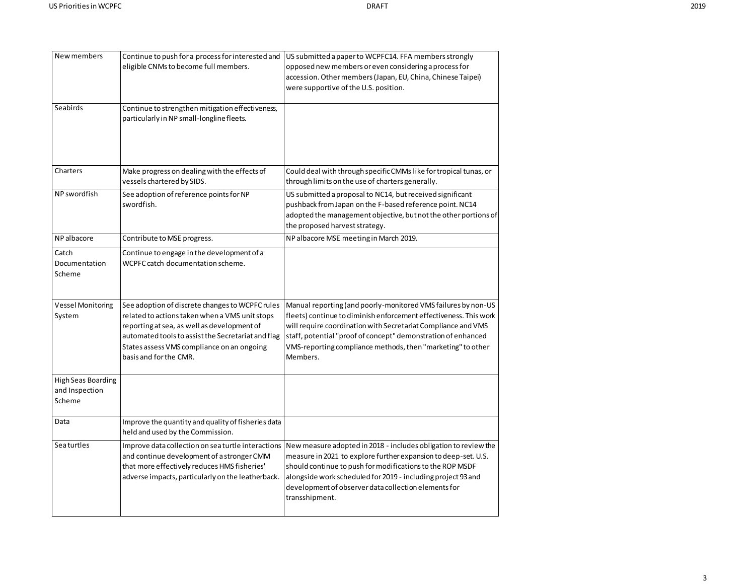| New members | Continue to push for a process for interested and eligible CNMs to become full members. | US submitted a paper to WCPFC14. FFA members strongly opposed new members or even considering a process for accession. Other members (Japan, EU, China, Chinese Taipei) were supportive of the U.S. position. |
|---|---|---|
| Seabirds | Continue to strengthen mitigation effectiveness, particularly in NP small-longline fleets. | |
| Charters | Make progress on dealing with the effects of vessels chartered by SIDS. | Could deal with through specific CMMs like for tropical tunas, or through limits on the use of charters generally. |
| NP swordfish | See adoption of reference points for NP swordfish. | US submitted a proposal to NC14, but received significant pushback from Japan on the F-based reference point. NC14 adopted the management objective, but not the other portions of the proposed harvest strategy. |
| NP albacore | Contribute to MSE progress. | NP albacore MSE meeting in March 2019. |
| Catch Documentation Scheme | Continue to engage in the development of a WCPFC catch documentation scheme. | |
| Vessel Monitoring System | See adoption of discrete changes to WCPFC rules related to actions taken when a VMS unit stops reporting at sea, as well as development of automated tools to assist the Secretariat and flag States assess VMS compliance on an ongoing basis and for the CMR. | Manual reporting (and poorly-monitored VMS failures by non-US fleets) continue to diminish enforcement effectiveness. This work will require coordination with Secretariat Compliance and VMS staff, potential "proof of concept" demonstration of enhanced VMS-reporting compliance methods, then "marketing" to other Members. |
| High Seas Boarding and Inspection Scheme | | |
| Data | Improve the quantity and quality of fisheries data held and used by the Commission. | |
| Sea turtles | Improve data collection on sea turtle interactions and continue development of a stronger CMM that more effectively reduces HMS fisheries' adverse impacts, particularly on the leatherback. | New measure adopted in 2018 - includes obligation to review the measure in 2021 to explore further expansion to deep-set. U.S. should continue to push for modifications to the ROP MSDF alongside work scheduled for 2019 - including project 93 and development of observer data collection elements for transshipment. |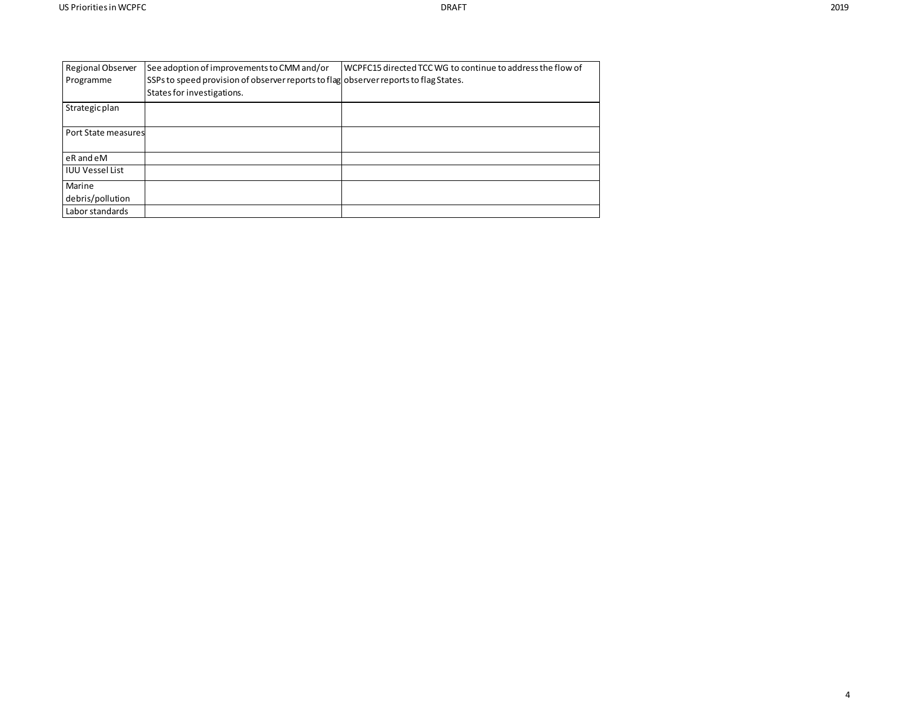| | | |
|---|---|---|
| Regional Observer Programme | See adoption of improvements to CMM and/or SSPs to speed provision of observer reports to flag States for investigations. | WCPFC15 directed TCC WG to continue to address the flow of observer reports to flag States. |
| Strategic plan | | |
| Port State measures | | |
| eR and eM | | |
| IUU Vessel List | | |
| Marine debris/pollution | | |
| Labor standards | | |